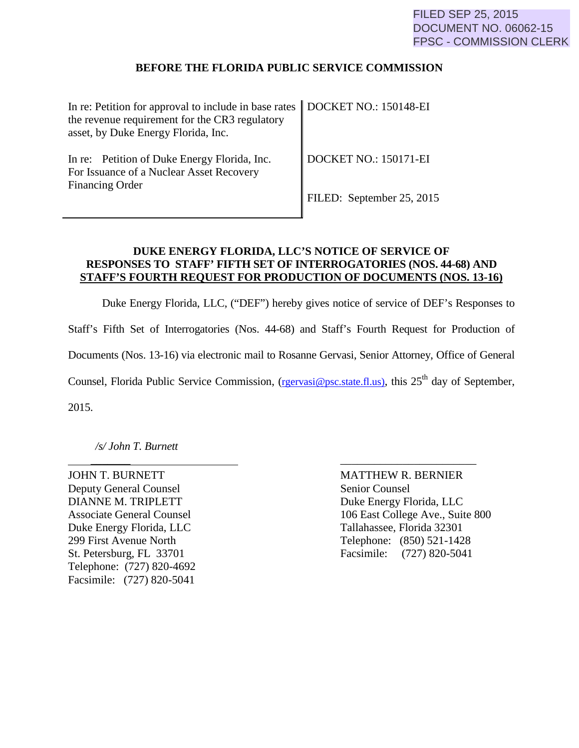FILED SEP 25, 2015
DOCUMENT NO. 06062-15
FPSC - COMMISSION CLERK

**BEFORE THE FLORIDA PUBLIC SERVICE COMMISSION**

| | |
|---|---|
| In re: Petition for approval to include in base rates the revenue requirement for the CR3 regulatory asset, by Duke Energy Florida, Inc. | DOCKET NO.: 150148-EI |
| In re: Petition of Duke Energy Florida, Inc. For Issuance of a Nuclear Asset Recovery Financing Order | DOCKET NO.: 150171-EI<br><br>FILED: September 25, 2015 |

**DUKE ENERGY FLORIDA, LLC'S NOTICE OF SERVICE OF RESPONSES TO STAFF' FIFTH SET OF INTERROGATORIES (NOS. 44-68) AND STAFF'S FOURTH REQUEST FOR PRODUCTION OF DOCUMENTS (NOS. 13-16)**

Duke Energy Florida, LLC, ("DEF") hereby gives notice of service of DEF's Responses to Staff's Fifth Set of Interrogatories (Nos. 44-68) and Staff's Fourth Request for Production of Documents (Nos. 13-16) via electronic mail to Rosanne Gervasi, Senior Attorney, Office of General Counsel, Florida Public Service Commission, (rgervasi@psc.state.fl.us), this 25th day of September, 2015.

*/s/ John T. Burnett*

JOHN T. BURNETT
Deputy General Counsel
DIANNE M. TRIPLETT
Associate General Counsel
Duke Energy Florida, LLC
299 First Avenue North
St. Petersburg, FL 33701
Telephone: (727) 820-4692
Facsimile: (727) 820-5041

MATTHEW R. BERNIER
Senior Counsel
Duke Energy Florida, LLC
106 East College Ave., Suite 800
Tallahassee, Florida 32301
Telephone: (850) 521-1428
Facsimile: (727) 820-5041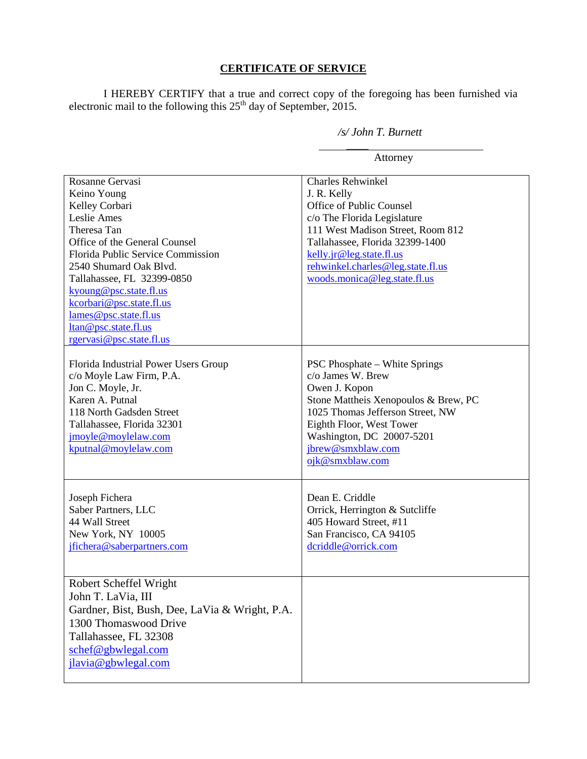## CERTIFICATE OF SERVICE

I HEREBY CERTIFY that a true and correct copy of the foregoing has been furnished via electronic mail to the following this 25th day of September, 2015.

*/s/ John T. Burnett*

Attorney

| | |
|---|---|
| Rosanne Gervasi<br>Keino Young<br>Kelley Corbari<br>Leslie Ames<br>Theresa Tan<br>Office of the General Counsel<br>Florida Public Service Commission<br>2540 Shumard Oak Blvd.<br>Tallahassee, FL 32399-0850<br>kyoung@psc.state.fl.us<br>kcorbari@psc.state.fl.us<br>lames@psc.state.fl.us<br>ltan@psc.state.fl.us<br>rgervasi@psc.state.fl.us | Charles Rehwinkel<br>J. R. Kelly<br>Office of Public Counsel<br>c/o The Florida Legislature<br>111 West Madison Street, Room 812<br>Tallahassee, Florida 32399-1400<br>kelly.jr@leg.state.fl.us<br>rehwinkel.charles@leg.state.fl.us<br>woods.monica@leg.state.fl.us |
| Florida Industrial Power Users Group<br>c/o Moyle Law Firm, P.A.<br>Jon C. Moyle, Jr.<br>Karen A. Putnal<br>118 North Gadsden Street<br>Tallahassee, Florida 32301<br>jmoyle@moylelaw.com<br>kputnal@moylelaw.com | PSC Phosphate – White Springs<br>c/o James W. Brew<br>Owen J. Kopon<br>Stone Mattheis Xenopoulos & Brew, PC<br>1025 Thomas Jefferson Street, NW<br>Eighth Floor, West Tower<br>Washington, DC 20007-5201<br>jbrew@smxblaw.com<br>ojk@smxblaw.com |
| Joseph Fichera<br>Saber Partners, LLC<br>44 Wall Street<br>New York, NY 10005<br>jfichera@saberpartners.com | Dean E. Criddle<br>Orrick, Herrington & Sutcliffe<br>405 Howard Street, #11<br>San Francisco, CA 94105<br>dcriddle@orrick.com |
| Robert Scheffel Wright<br>John T. LaVia, III<br>Gardner, Bist, Bush, Dee, LaVia & Wright, P.A.<br>1300 Thomaswood Drive<br>Tallahassee, FL 32308<br>schef@gbwlegal.com<br>jlavia@gbwlegal.com | |